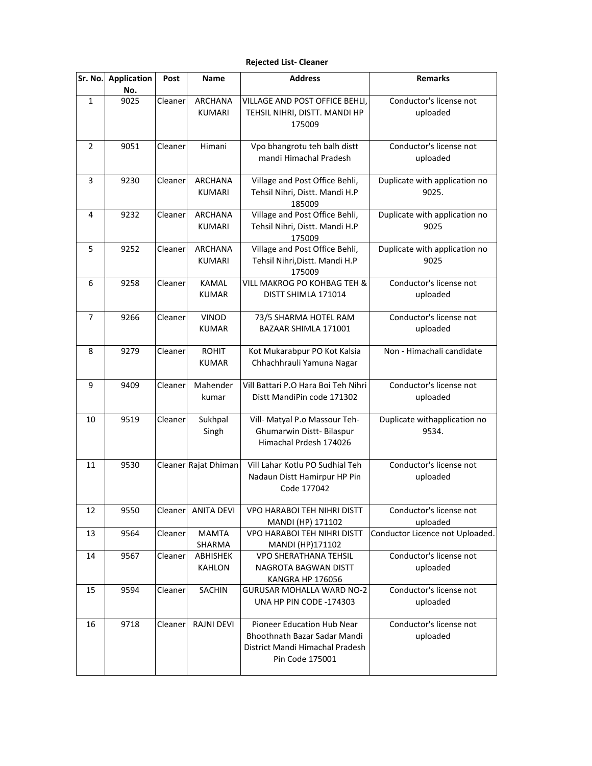**Rejected List- Cleaner**

| Sr. No. | Application No. | Post | Name | Address | Remarks |
|---|---|---|---|---|---|
| 1 | 9025 | Cleaner | ARCHANA KUMARI | VILLAGE AND POST OFFICE BEHLI, TEHSIL NIHRI, DISTT. MANDI HP 175009 | Conductor's license not uploaded |
| 2 | 9051 | Cleaner | Himani | Vpo bhangrotu teh balh distt mandi Himachal Pradesh | Conductor's license not uploaded |
| 3 | 9230 | Cleaner | ARCHANA KUMARI | Village and Post Office Behli, Tehsil Nihri, Distt. Mandi H.P 185009 | Duplicate with application no 9025. |
| 4 | 9232 | Cleaner | ARCHANA KUMARI | Village and Post Office Behli, Tehsil Nihri, Distt. Mandi H.P 175009 | Duplicate with application no 9025 |
| 5 | 9252 | Cleaner | ARCHANA KUMARI | Village and Post Office Behli, Tehsil Nihri,Distt. Mandi H.P 175009 | Duplicate with application no 9025 |
| 6 | 9258 | Cleaner | KAMAL KUMAR | VILL MAKROG PO KOHBAG TEH & DISTT SHIMLA 171014 | Conductor's license not uploaded |
| 7 | 9266 | Cleaner | VINOD KUMAR | 73/5 SHARMA HOTEL RAM BAZAAR SHIMLA 171001 | Conductor's license not uploaded |
| 8 | 9279 | Cleaner | ROHIT KUMAR | Kot Mukarabpur PO Kot Kalsia Chhachhrauli Yamuna Nagar | Non - Himachali candidate |
| 9 | 9409 | Cleaner | Mahender kumar | Vill Battari P.O Hara Boi Teh Nihri Distt MandiPin code 171302 | Conductor's license not uploaded |
| 10 | 9519 | Cleaner | Sukhpal Singh | Vill- Matyal P.o Massour Teh-Ghumarwin Distt- Bilaspur Himachal Prdesh 174026 | Duplicate withapplication no 9534. |
| 11 | 9530 | Cleaner | Rajat Dhiman | Vill Lahar Kotlu PO Sudhial Teh Nadaun Distt Hamirpur HP Pin Code 177042 | Conductor's license not uploaded |
| 12 | 9550 | Cleaner | ANITA DEVI | VPO HARABOI TEH NIHRI DISTT MANDI (HP) 171102 | Conductor's license not uploaded |
| 13 | 9564 | Cleaner | MAMTA SHARMA | VPO HARABOI TEH NIHRI DISTT MANDI (HP)171102 | Conductor Licence not Uploaded. |
| 14 | 9567 | Cleaner | ABHISHEK KAHLON | VPO SHERATHANA TEHSIL NAGROTA BAGWAN DISTT KANGRA HP 176056 | Conductor's license not uploaded |
| 15 | 9594 | Cleaner | SACHIN | GURUSAR MOHALLA WARD NO-2 UNA HP PIN CODE -174303 | Conductor's license not uploaded |
| 16 | 9718 | Cleaner | RAJNI DEVI | Pioneer Education Hub Near Bhoothnath Bazar Sadar Mandi District Mandi Himachal Pradesh Pin Code 175001 | Conductor's license not uploaded |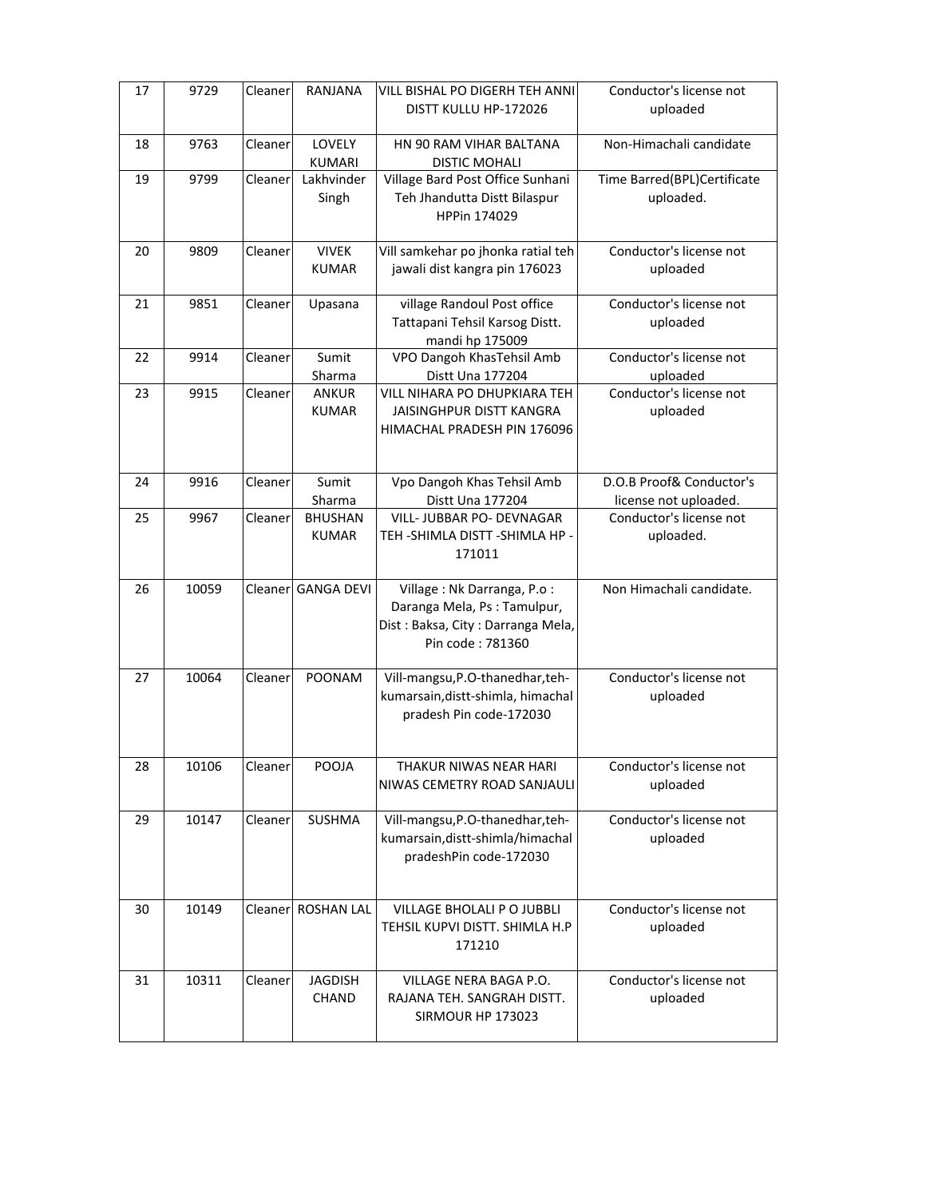| 17 | 9729 | Cleaner | RANJANA | VILL BISHAL PO DIGERH TEH ANNI DISTT KULLU HP-172026 | Conductor's license not uploaded |
|---|---|---|---|---|---|
| 18 | 9763 | Cleaner | LOVELY KUMARI | HN 90 RAM VIHAR BALTANA DISTIC MOHALI | Non-Himachali candidate |
| 19 | 9799 | Cleaner | Lakhvinder Singh | Village Bard Post Office Sunhani Teh Jhandutta Distt Bilaspur HPPin 174029 | Time Barred(BPL)Certificate uploaded. |
| 20 | 9809 | Cleaner | VIVEK KUMAR | Vill samkehar po jhonka ratial teh jawali dist kangra pin 176023 | Conductor's license not uploaded |
| 21 | 9851 | Cleaner | Upasana | village Randoul Post office Tattapani Tehsil Karsog Distt. mandi hp 175009 | Conductor's license not uploaded |
| 22 | 9914 | Cleaner | Sumit Sharma | VPO Dangoh KhasTehsil Amb Distt Una 177204 | Conductor's license not uploaded |
| 23 | 9915 | Cleaner | ANKUR KUMAR | VILL NIHARA PO DHUPKIARA TEH JAISINGHPUR DISTT KANGRA HIMACHAL PRADESH PIN 176096 | Conductor's license not uploaded |
| 24 | 9916 | Cleaner | Sumit Sharma | Vpo Dangoh Khas Tehsil Amb Distt Una 177204 | D.O.B Proof& Conductor's license not uploaded. |
| 25 | 9967 | Cleaner | BHUSHAN KUMAR | VILL- JUBBAR PO- DEVNAGAR TEH -SHIMLA DISTT -SHIMLA HP - 171011 | Conductor's license not uploaded. |
| 26 | 10059 | Cleaner | GANGA DEVI | Village : Nk Darranga, P.o : Daranga Mela, Ps : Tamulpur, Dist : Baksa, City : Darranga Mela, Pin code : 781360 | Non Himachali candidate. |
| 27 | 10064 | Cleaner | POONAM | Vill-mangsu,P.O-thanedhar,teh-kumarsain,distt-shimla, himachal pradesh Pin code-172030 | Conductor's license not uploaded |
| 28 | 10106 | Cleaner | POOJA | THAKUR NIWAS NEAR HARI NIWAS CEMETRY ROAD SANJAULI | Conductor's license not uploaded |
| 29 | 10147 | Cleaner | SUSHMA | Vill-mangsu,P.O-thanedhar,teh-kumarsain,distt-shimla/himachal pradeshPin code-172030 | Conductor's license not uploaded |
| 30 | 10149 | Cleaner | ROSHAN LAL | VILLAGE BHOLALI P O JUBBLI TEHSIL KUPVI DISTT. SHIMLA H.P 171210 | Conductor's license not uploaded |
| 31 | 10311 | Cleaner | JAGDISH CHAND | VILLAGE NERA BAGA P.O. RAJANA TEH. SANGRAH DISTT. SIRMOUR HP 173023 | Conductor's license not uploaded |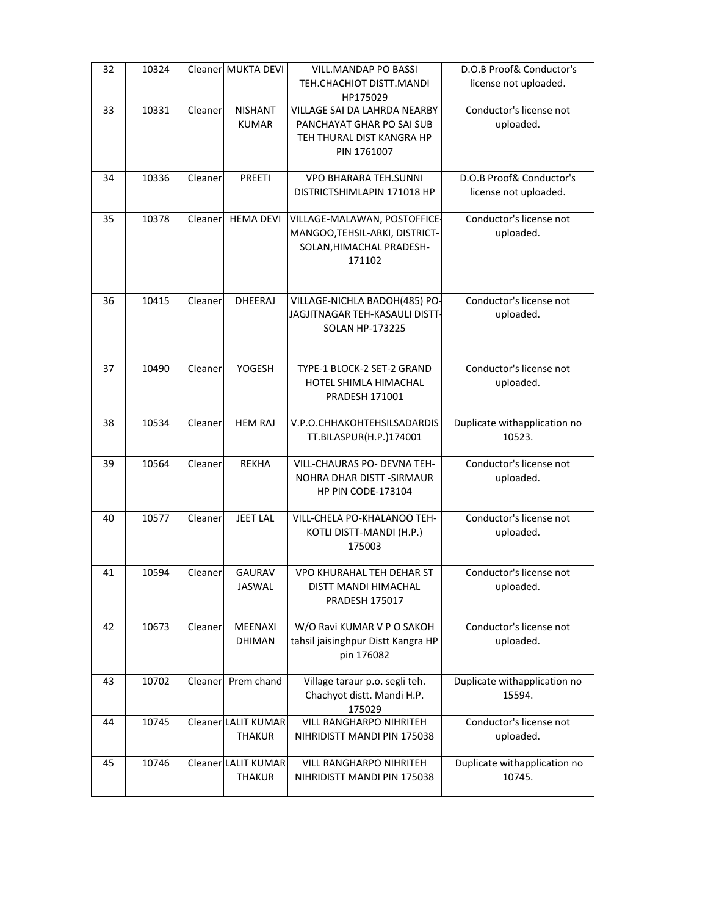| 32 | 10324 | Cleaner | MUKTA DEVI | VILL.MANDAP PO BASSI TEH.CHACHIOT DISTT.MANDI HP175029 | D.O.B Proof& Conductor's license not uploaded. |
|---|---|---|---|---|---|
| 33 | 10331 | Cleaner | NISHANT KUMAR | VILLAGE SAI DA LAHRDA NEARBY PANCHAYAT GHAR PO SAI SUB TEH THURAL DIST KANGRA HP PIN 1761007 | Conductor's license not uploaded. |
| 34 | 10336 | Cleaner | PREETI | VPO BHARARA TEH.SUNNI DISTRICTSHIMLAPIN 171018 HP | D.O.B Proof& Conductor's license not uploaded. |
| 35 | 10378 | Cleaner | HEMA DEVI | VILLAGE-MALAWAN, POSTOFFICE-MANGOO,TEHSIL-ARKI, DISTRICT-SOLAN,HIMACHAL PRADESH-171102 | Conductor's license not uploaded. |
| 36 | 10415 | Cleaner | DHEERAJ | VILLAGE-NICHLA BADOH(485) PO-JAGJITNAGAR TEH-KASAULI DISTT-SOLAN HP-173225 | Conductor's license not uploaded. |
| 37 | 10490 | Cleaner | YOGESH | TYPE-1 BLOCK-2 SET-2 GRAND HOTEL SHIMLA HIMACHAL PRADESH 171001 | Conductor's license not uploaded. |
| 38 | 10534 | Cleaner | HEM RAJ | V.P.O.CHHAKOHTEHSILSADARDISTT.BILASPUR(H.P.)174001 | Duplicate withapplication no 10523. |
| 39 | 10564 | Cleaner | REKHA | VILL-CHAURAS PO- DEVNA TEH-NOHRA DHAR DISTT -SIRMAUR HP PIN CODE-173104 | Conductor's license not uploaded. |
| 40 | 10577 | Cleaner | JEET LAL | VILL-CHELA PO-KHALANOO TEH-KOTLI DISTT-MANDI (H.P.) 175003 | Conductor's license not uploaded. |
| 41 | 10594 | Cleaner | GAURAV JASWAL | VPO KHURAHAL TEH DEHAR ST DISTT MANDI HIMACHAL PRADESH 175017 | Conductor's license not uploaded. |
| 42 | 10673 | Cleaner | MEENAXI DHIMAN | W/O Ravi KUMAR V P O SAKOH tahsil jaisinghpur Distt Kangra HP pin 176082 | Conductor's license not uploaded. |
| 43 | 10702 | Cleaner | Prem chand | Village taraur p.o. segli teh. Chachyot distt. Mandi H.P. 175029 | Duplicate withapplication no 15594. |
| 44 | 10745 | Cleaner | LALIT KUMAR THAKUR | VILL RANGHARPO NIHRITEH NIHRIDISTT MANDI PIN 175038 | Conductor's license not uploaded. |
| 45 | 10746 | Cleaner | LALIT KUMAR THAKUR | VILL RANGHARPO NIHRITEH NIHRIDISTT MANDI PIN 175038 | Duplicate withapplication no 10745. |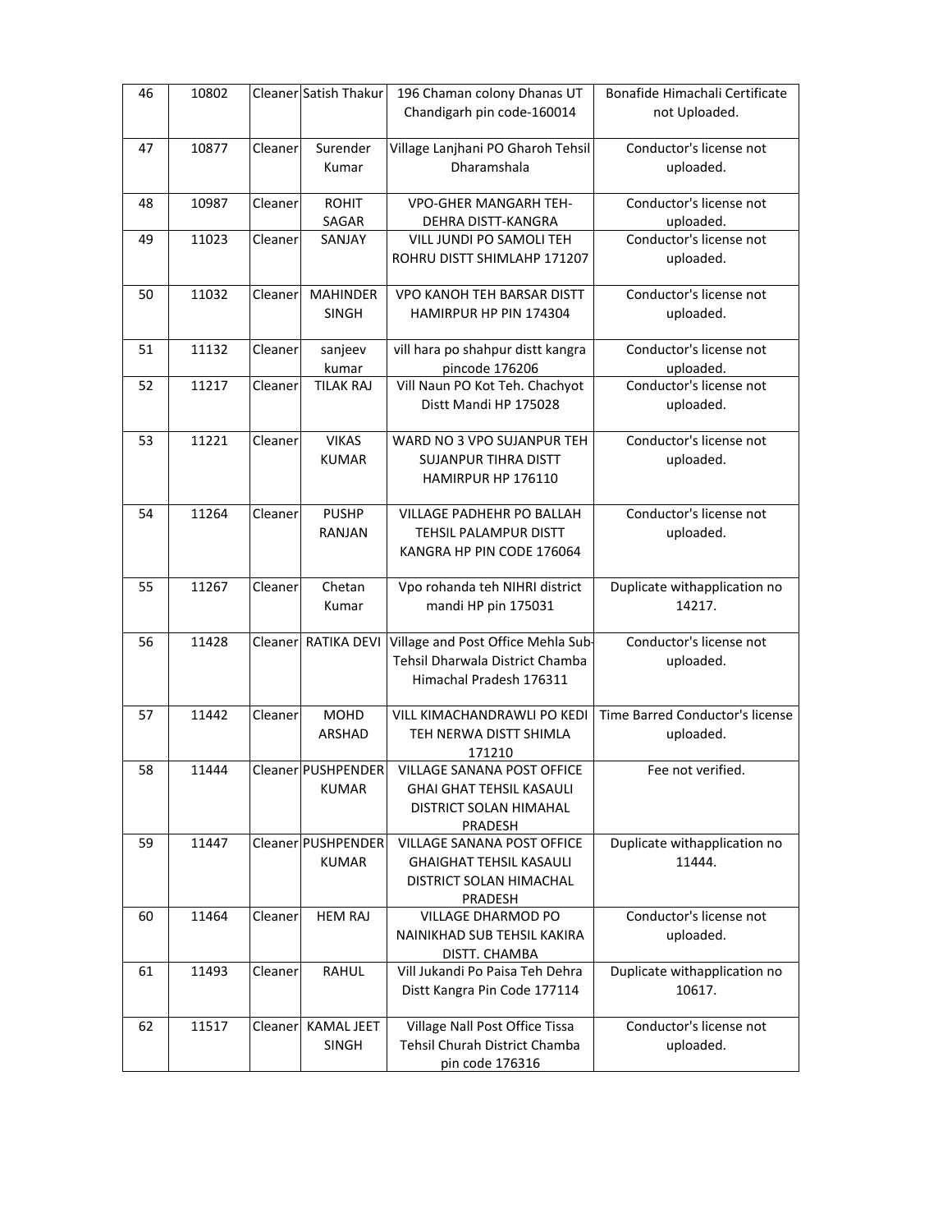| 46 | 10802 | Cleaner | Satish Thakur | 196 Chaman colony Dhanas UT Chandigarh pin code-160014 | Bonafide Himachali Certificate not Uploaded. |
|---|---|---|---|---|---|
| 47 | 10877 | Cleaner | Surender Kumar | Village Lanjhani PO Gharoh Tehsil Dharamshala | Conductor's license not uploaded. |
| 48 | 10987 | Cleaner | ROHIT SAGAR | VPO-GHER MANGARH TEH-DEHRA DISTT-KANGRA | Conductor's license not uploaded. |
| 49 | 11023 | Cleaner | SANJAY | VILL JUNDI PO SAMOLI TEH ROHRU DISTT SHIMLAHP 171207 | Conductor's license not uploaded. |
| 50 | 11032 | Cleaner | MAHINDER SINGH | VPO KANOH TEH BARSAR DISTT HAMIRPUR HP PIN 174304 | Conductor's license not uploaded. |
| 51 | 11132 | Cleaner | sanjeev kumar | vill hara po shahpur distt kangra pincode 176206 | Conductor's license not uploaded. |
| 52 | 11217 | Cleaner | TILAK RAJ | Vill Naun PO Kot Teh. Chachyot Distt Mandi HP 175028 | Conductor's license not uploaded. |
| 53 | 11221 | Cleaner | VIKAS KUMAR | WARD NO 3 VPO SUJANPUR TEH SUJANPUR TIHRA DISTT HAMIRPUR HP 176110 | Conductor's license not uploaded. |
| 54 | 11264 | Cleaner | PUSHP RANJAN | VILLAGE PADHEHR PO BALLAH TEHSIL PALAMPUR DISTT KANGRA HP PIN CODE 176064 | Conductor's license not uploaded. |
| 55 | 11267 | Cleaner | Chetan Kumar | Vpo rohanda teh NIHRI district mandi HP pin 175031 | Duplicate withapplication no 14217. |
| 56 | 11428 | Cleaner | RATIKA DEVI | Village and Post Office Mehla Sub-Tehsil Dharwala District Chamba Himachal Pradesh 176311 | Conductor's license not uploaded. |
| 57 | 11442 | Cleaner | MOHD ARSHAD | VILL KIMACHANDRAWLI PO KEDI TEH NERWA DISTT SHIMLA 171210 | Time Barred Conductor's license uploaded. |
| 58 | 11444 | Cleaner | PUSHPENDER KUMAR | VILLAGE SANANA POST OFFICE GHAI GHAT TEHSIL KASAULI DISTRICT SOLAN HIMAHAL PRADESH | Fee not verified. |
| 59 | 11447 | Cleaner | PUSHPENDER KUMAR | VILLAGE SANANA POST OFFICE GHAIGHAT TEHSIL KASAULI DISTRICT SOLAN HIMACHAL PRADESH | Duplicate withapplication no 11444. |
| 60 | 11464 | Cleaner | HEM RAJ | VILLAGE DHARMOD PO NAINIKHAD SUB TEHSIL KAKIRA DISTT. CHAMBA | Conductor's license not uploaded. |
| 61 | 11493 | Cleaner | RAHUL | Vill Jukandi Po Paisa Teh Dehra Distt Kangra Pin Code 177114 | Duplicate withapplication no 10617. |
| 62 | 11517 | Cleaner | KAMAL JEET SINGH | Village Nall Post Office Tissa Tehsil Churah District Chamba pin code 176316 | Conductor's license not uploaded. |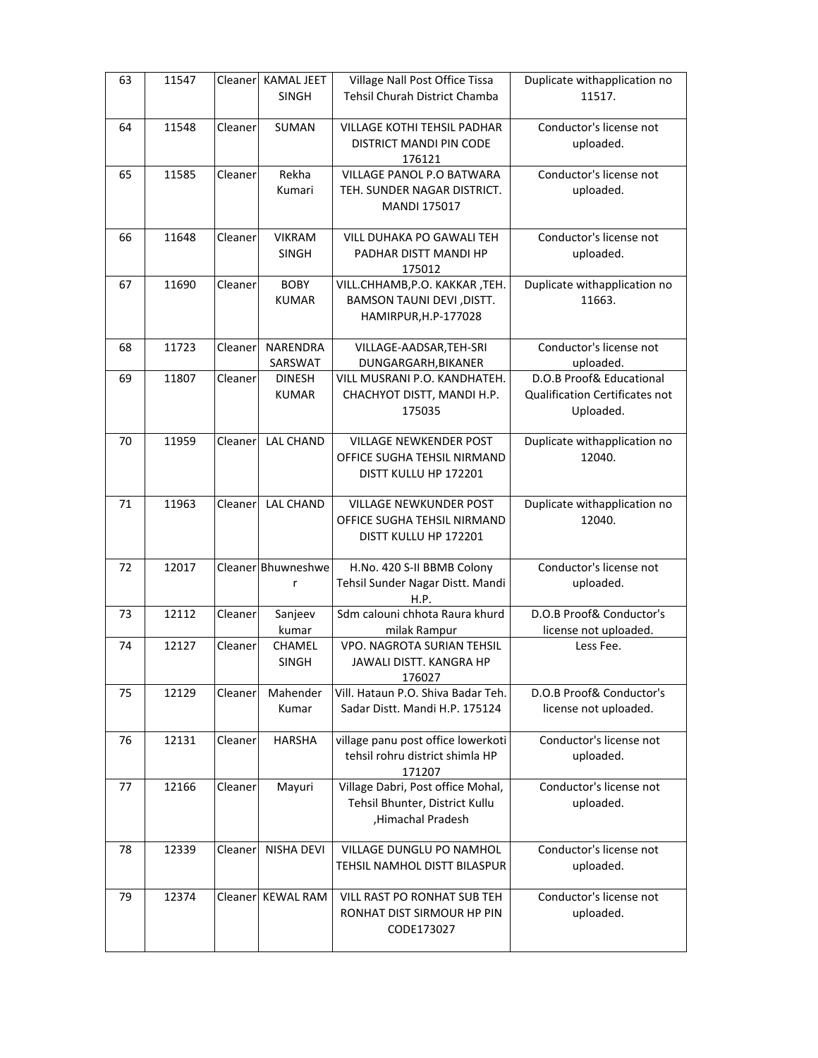| 63 | 11547 | Cleaner | KAMAL JEET SINGH | Village Nall Post Office Tissa Tehsil Churah District Chamba | Duplicate withapplication no 11517. |
|---|---|---|---|---|---|
| 64 | 11548 | Cleaner | SUMAN | VILLAGE KOTHI TEHSIL PADHAR DISTRICT MANDI PIN CODE 176121 | Conductor's license not uploaded. |
| 65 | 11585 | Cleaner | Rekha Kumari | VILLAGE PANOL P.O BATWARA TEH. SUNDER NAGAR DISTRICT. MANDI 175017 | Conductor's license not uploaded. |
| 66 | 11648 | Cleaner | VIKRAM SINGH | VILL DUHAKA PO GAWALI TEH PADHAR DISTT MANDI HP 175012 | Conductor's license not uploaded. |
| 67 | 11690 | Cleaner | BOBY KUMAR | VILL.CHHAMB,P.O. KAKKAR ,TEH. BAMSON TAUNI DEVI ,DISTT. HAMIRPUR,H.P-177028 | Duplicate withapplication no 11663. |
| 68 | 11723 | Cleaner | NARENDRA SARSWAT | VILLAGE-AADSAR,TEH-SRI DUNGARGARH,BIKANER | Conductor's license not uploaded. |
| 69 | 11807 | Cleaner | DINESH KUMAR | VILL MUSRANI P.O. KANDHATEH. CHACHYOT DISTT, MANDI H.P. 175035 | D.O.B Proof& Educational Qualification Certificates not Uploaded. |
| 70 | 11959 | Cleaner | LAL CHAND | VILLAGE NEWKENDER POST OFFICE SUGHA TEHSIL NIRMAND DISTT KULLU HP 172201 | Duplicate withapplication no 12040. |
| 71 | 11963 | Cleaner | LAL CHAND | VILLAGE NEWKUNDER POST OFFICE SUGHA TEHSIL NIRMAND DISTT KULLU HP 172201 | Duplicate withapplication no 12040. |
| 72 | 12017 | Cleaner | Bhuwneshwer | H.No. 420 S-II BBMB Colony Tehsil Sunder Nagar Distt. Mandi H.P. | Conductor's license not uploaded. |
| 73 | 12112 | Cleaner | Sanjeev kumar | Sdm calouni chhota Raura khurd milak Rampur | D.O.B Proof& Conductor's license not uploaded. |
| 74 | 12127 | Cleaner | CHAMEL SINGH | VPO. NAGROTA SURIAN TEHSIL JAWALI DISTT. KANGRA HP 176027 | Less Fee. |
| 75 | 12129 | Cleaner | Mahender Kumar | Vill. Hataun P.O. Shiva Badar Teh. Sadar Distt. Mandi H.P. 175124 | D.O.B Proof& Conductor's license not uploaded. |
| 76 | 12131 | Cleaner | HARSHA | village panu post office lowerkoti tehsil rohru district shimla HP 171207 | Conductor's license not uploaded. |
| 77 | 12166 | Cleaner | Mayuri | Village Dabri, Post office Mohal, Tehsil Bhunter, District Kullu ,Himachal Pradesh | Conductor's license not uploaded. |
| 78 | 12339 | Cleaner | NISHA DEVI | VILLAGE DUNGLU PO NAMHOL TEHSIL NAMHOL DISTT BILASPUR | Conductor's license not uploaded. |
| 79 | 12374 | Cleaner | KEWAL RAM | VILL RAST PO RONHAT SUB TEH RONHAT DIST SIRMOUR HP PIN CODE173027 | Conductor's license not uploaded. |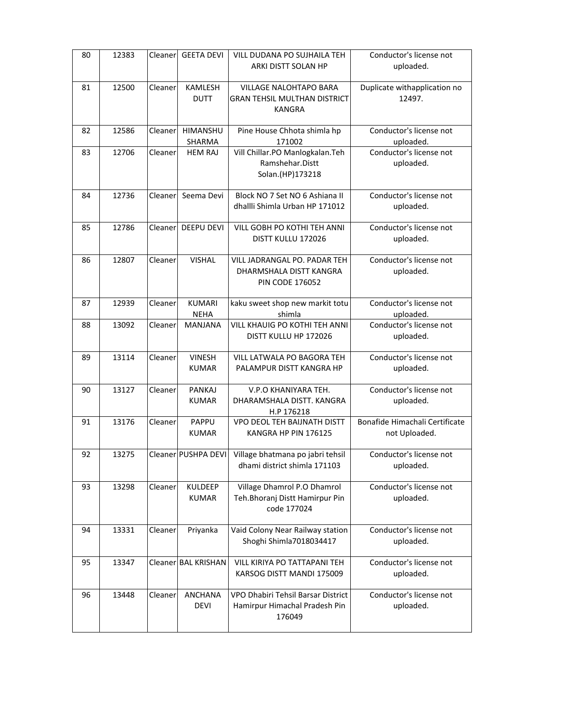| 80 | 12383 | Cleaner | GEETA DEVI | VILL DUDANA PO SUJHAILA TEH ARKI DISTT SOLAN HP | Conductor's license not uploaded. |
|---|---|---|---|---|---|
| 81 | 12500 | Cleaner | KAMLESH DUTT | VILLAGE NALOHTAPO BARA GRAN TEHSIL MULTHAN DISTRICT KANGRA | Duplicate withapplication no 12497. |
| 82 | 12586 | Cleaner | HIMANSHU SHARMA | Pine House Chhota shimla hp 171002 | Conductor's license not uploaded. |
| 83 | 12706 | Cleaner | HEM RAJ | Vill Chillar.PO Manlogkalan.Teh Ramshehar.Distt Solan.(HP)173218 | Conductor's license not uploaded. |
| 84 | 12736 | Cleaner | Seema Devi | Block NO 7 Set NO 6 Ashiana II dhallli Shimla Urban HP 171012 | Conductor's license not uploaded. |
| 85 | 12786 | Cleaner | DEEPU DEVI | VILL GOBH PO KOTHI TEH ANNI DISTT KULLU 172026 | Conductor's license not uploaded. |
| 86 | 12807 | Cleaner | VISHAL | VILL JADRANGAL PO. PADAR TEH DHARMSHALA DISTT KANGRA PIN CODE 176052 | Conductor's license not uploaded. |
| 87 | 12939 | Cleaner | KUMARI NEHA | kaku sweet shop new markit totu shimla | Conductor's license not uploaded. |
| 88 | 13092 | Cleaner | MANJANA | VILL KHAUIG PO KOTHI TEH ANNI DISTT KULLU HP 172026 | Conductor's license not uploaded. |
| 89 | 13114 | Cleaner | VINESH KUMAR | VILL LATWALA PO BAGORA TEH PALAMPUR DISTT KANGRA HP | Conductor's license not uploaded. |
| 90 | 13127 | Cleaner | PANKAJ KUMAR | V.P.O KHANIYARA TEH. DHARAMSHALA DISTT. KANGRA H.P 176218 | Conductor's license not uploaded. |
| 91 | 13176 | Cleaner | PAPPU KUMAR | VPO DEOL TEH BAIJNATH DISTT KANGRA HP PIN 176125 | Bonafide Himachali Certificate not Uploaded. |
| 92 | 13275 | Cleaner | PUSHPA DEVI | Village bhatmana po jabri tehsil dhami district shimla 171103 | Conductor's license not uploaded. |
| 93 | 13298 | Cleaner | KULDEEP KUMAR | Village Dhamrol P.O Dhamrol Teh.Bhoranj Distt Hamirpur Pin code 177024 | Conductor's license not uploaded. |
| 94 | 13331 | Cleaner | Priyanka | Vaid Colony Near Railway station Shoghi Shimla7018034417 | Conductor's license not uploaded. |
| 95 | 13347 | Cleaner | BAL KRISHAN | VILL KIRIYA PO TATTAPANI TEH KARSOG DISTT MANDI 175009 | Conductor's license not uploaded. |
| 96 | 13448 | Cleaner | ANCHANA DEVI | VPO Dhabiri Tehsil Barsar District Hamirpur Himachal Pradesh Pin 176049 | Conductor's license not uploaded. |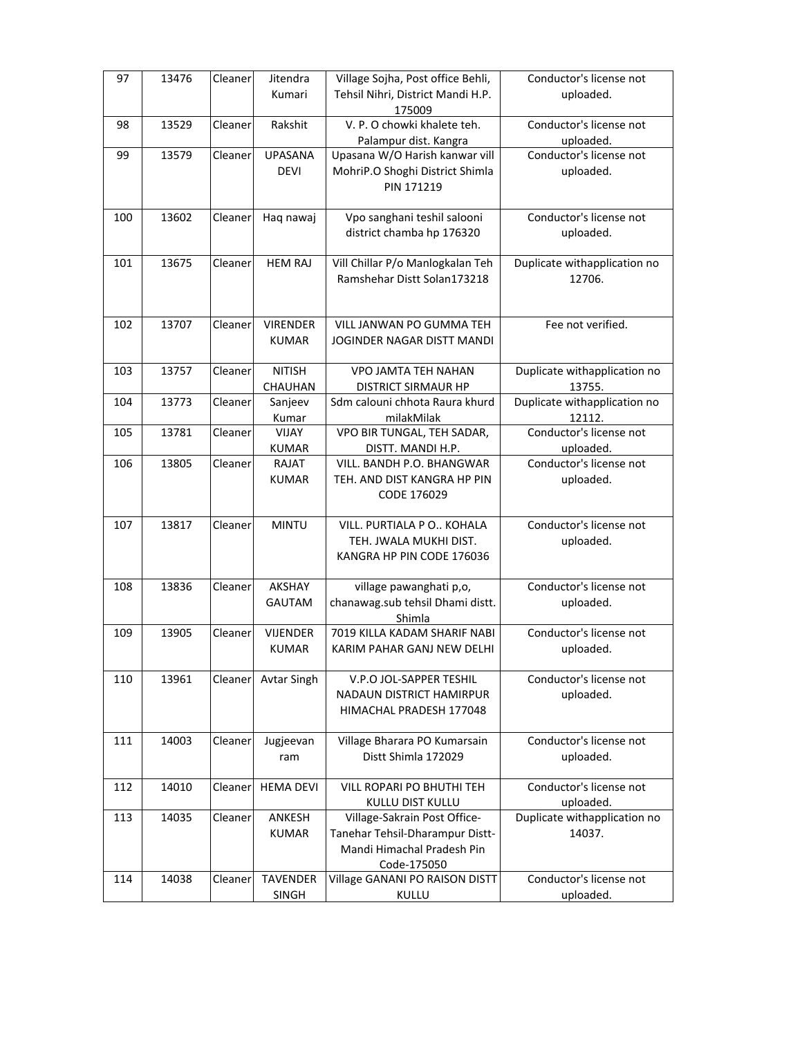| 97 | 13476 | Cleaner | Jitendra Kumari | Village Sojha, Post office Behli, Tehsil Nihri, District Mandi H.P. 175009 | Conductor's license not uploaded. |
|---|---|---|---|---|---|
| 98 | 13529 | Cleaner | Rakshit | V. P. O chowki khalete teh. Palampur dist. Kangra | Conductor's license not uploaded. |
| 99 | 13579 | Cleaner | UPASANA DEVI | Upasana W/O Harish kanwar vill MohriP.O Shoghi District Shimla PIN 171219 | Conductor's license not uploaded. |
| 100 | 13602 | Cleaner | Haq nawaj | Vpo sanghani teshil salooni district chamba hp 176320 | Conductor's license not uploaded. |
| 101 | 13675 | Cleaner | HEM RAJ | Vill Chillar P/o Manlogkalan Teh Ramshehar Distt Solan173218 | Duplicate withapplication no 12706. |
| 102 | 13707 | Cleaner | VIRENDER KUMAR | VILL JANWAN PO GUMMA TEH JOGINDER NAGAR DISTT MANDI | Fee not verified. |
| 103 | 13757 | Cleaner | NITISH CHAUHAN | VPO JAMTA TEH NAHAN DISTRICT SIRMAUR HP | Duplicate withapplication no 13755. |
| 104 | 13773 | Cleaner | Sanjeev Kumar | Sdm calouni chhota Raura khurd milakMilak | Duplicate withapplication no 12112. |
| 105 | 13781 | Cleaner | VIJAY KUMAR | VPO BIR TUNGAL, TEH SADAR, DISTT. MANDI H.P. | Conductor's license not uploaded. |
| 106 | 13805 | Cleaner | RAJAT KUMAR | VILL. BANDH P.O. BHANGWAR TEH. AND DIST KANGRA HP PIN CODE 176029 | Conductor's license not uploaded. |
| 107 | 13817 | Cleaner | MINTU | VILL. PURTIALA P O.. KOHALA TEH. JWALA MUKHI DIST. KANGRA HP PIN CODE 176036 | Conductor's license not uploaded. |
| 108 | 13836 | Cleaner | AKSHAY GAUTAM | village pawanghati p,o, chanawag.sub tehsil Dhami distt. Shimla | Conductor's license not uploaded. |
| 109 | 13905 | Cleaner | VIJENDER KUMAR | 7019 KILLA KADAM SHARIF NABI KARIM PAHAR GANJ NEW DELHI | Conductor's license not uploaded. |
| 110 | 13961 | Cleaner | Avtar Singh | V.P.O JOL-SAPPER TESHIL NADAUN DISTRICT HAMIRPUR HIMACHAL PRADESH 177048 | Conductor's license not uploaded. |
| 111 | 14003 | Cleaner | Jugjeevan ram | Village Bharara PO Kumarsain Distt Shimla 172029 | Conductor's license not uploaded. |
| 112 | 14010 | Cleaner | HEMA DEVI | VILL ROPARI PO BHUTHI TEH KULLU DIST KULLU | Conductor's license not uploaded. |
| 113 | 14035 | Cleaner | ANKESH KUMAR | Village-Sakrain Post Office-Tanehar Tehsil-Dharampur Distt-Mandi Himachal Pradesh Pin Code-175050 | Duplicate withapplication no 14037. |
| 114 | 14038 | Cleaner | TAVENDER SINGH | Village GANANI PO RAISON DISTT KULLU | Conductor's license not uploaded. |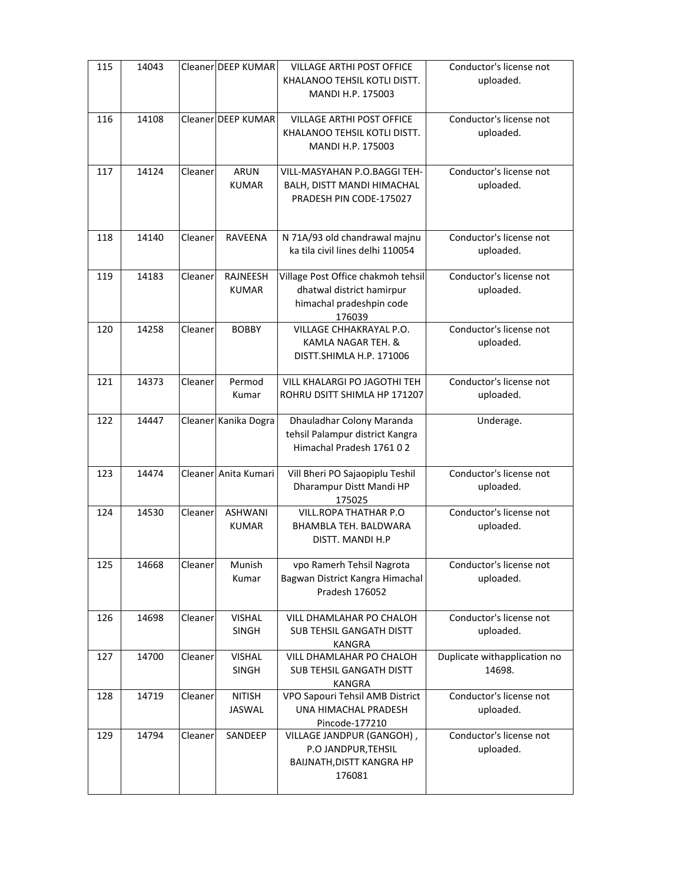| 115 | 14043 | Cleaner | DEEP KUMAR | VILLAGE ARTHI POST OFFICE KHALANOO TEHSIL KOTLI DISTT. MANDI H.P. 175003 | Conductor's license not uploaded. |
|---|---|---|---|---|---|
| 116 | 14108 | Cleaner | DEEP KUMAR | VILLAGE ARTHI POST OFFICE KHALANOO TEHSIL KOTLI DISTT. MANDI H.P. 175003 | Conductor's license not uploaded. |
| 117 | 14124 | Cleaner | ARUN KUMAR | VILL-MASYAHAN P.O.BAGGI TEH-BALH, DISTT MANDI HIMACHAL PRADESH PIN CODE-175027 | Conductor's license not uploaded. |
| 118 | 14140 | Cleaner | RAVEENA | N 71A/93 old chandrawal majnu ka tila civil lines delhi 110054 | Conductor's license not uploaded. |
| 119 | 14183 | Cleaner | RAJNEESH KUMAR | Village Post Office chakmoh tehsil dhatwal district hamirpur himachal pradeshpin code 176039 | Conductor's license not uploaded. |
| 120 | 14258 | Cleaner | BOBBY | VILLAGE CHHAKRAYAL P.O. KAMLA NAGAR TEH. & DISTT.SHIMLA H.P. 171006 | Conductor's license not uploaded. |
| 121 | 14373 | Cleaner | Permod Kumar | VILL KHALARGI PO JAGOTHI TEH ROHRU DSITT SHIMLA HP 171207 | Conductor's license not uploaded. |
| 122 | 14447 | Cleaner | Kanika Dogra | Dhauladhar Colony Maranda tehsil Palampur district Kangra Himachal Pradesh 1761 0 2 | Underage. |
| 123 | 14474 | Cleaner | Anita Kumari | Vill Bheri PO Sajaopiplu Teshil Dharampur Distt Mandi HP 175025 | Conductor's license not uploaded. |
| 124 | 14530 | Cleaner | ASHWANI KUMAR | VILL.ROPA THATHAR P.O BHAMBLA TEH. BALDWARA DISTT. MANDI H.P | Conductor's license not uploaded. |
| 125 | 14668 | Cleaner | Munish Kumar | vpo Ramerh Tehsil Nagrota Bagwan District Kangra Himachal Pradesh 176052 | Conductor's license not uploaded. |
| 126 | 14698 | Cleaner | VISHAL SINGH | VILL DHAMLAHAR PO CHALOH SUB TEHSIL GANGATH DISTT KANGRA | Conductor's license not uploaded. |
| 127 | 14700 | Cleaner | VISHAL SINGH | VILL DHAMLAHAR PO CHALOH SUB TEHSIL GANGATH DISTT KANGRA | Duplicate withapplication no 14698. |
| 128 | 14719 | Cleaner | NITISH JASWAL | VPO Sapouri Tehsil AMB District UNA HIMACHAL PRADESH Pincode-177210 | Conductor's license not uploaded. |
| 129 | 14794 | Cleaner | SANDEEP | VILLAGE JANDPUR (GANGOH) , P.O JANDPUR,TEHSIL BAIJNATH,DISTT KANGRA HP 176081 | Conductor's license not uploaded. |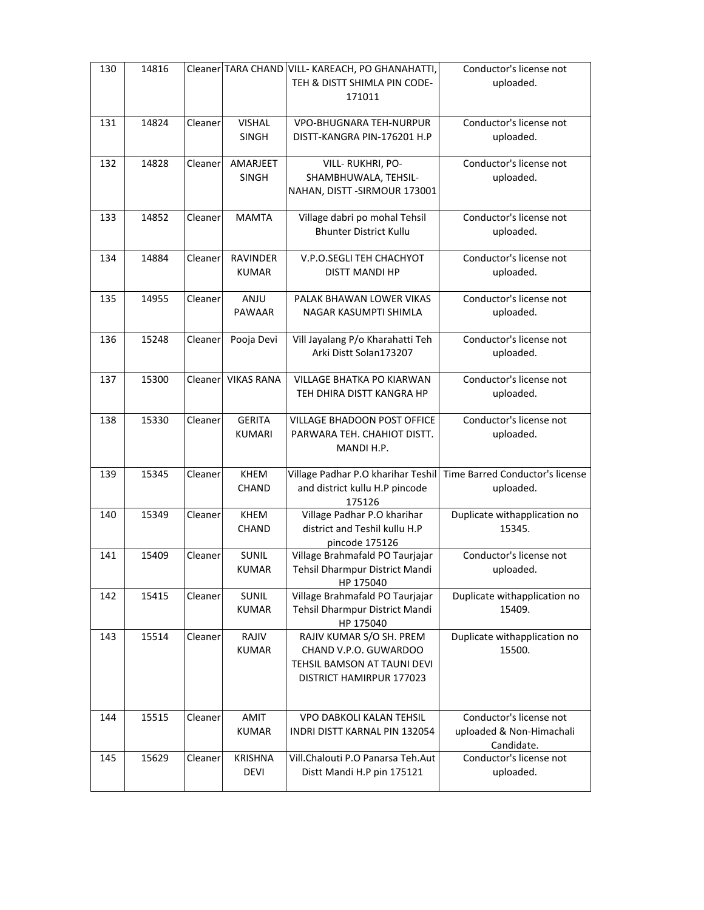| 130 | 14816 | Cleaner | TARA CHAND | VILL- KAREACH, PO GHANAHATTI, TEH & DISTT SHIMLA PIN CODE-171011 | Conductor's license not uploaded. |
|---|---|---|---|---|---|
| 131 | 14824 | Cleaner | VISHAL SINGH | VPO-BHUGNARA TEH-NURPUR DISTT-KANGRA PIN-176201 H.P | Conductor's license not uploaded. |
| 132 | 14828 | Cleaner | AMARJEET SINGH | VILL- RUKHRI, PO- SHAMBHUWALA, TEHSIL- NAHAN, DISTT -SIRMOUR 173001 | Conductor's license not uploaded. |
| 133 | 14852 | Cleaner | MAMTA | Village dabri po mohal Tehsil Bhunter District Kullu | Conductor's license not uploaded. |
| 134 | 14884 | Cleaner | RAVINDER KUMAR | V.P.O.SEGLI TEH CHACHYOT DISTT MANDI HP | Conductor's license not uploaded. |
| 135 | 14955 | Cleaner | ANJU PAWAAR | PALAK BHAWAN LOWER VIKAS NAGAR KASUMPTI SHIMLA | Conductor's license not uploaded. |
| 136 | 15248 | Cleaner | Pooja Devi | Vill Jayalang P/o Kharahatti Teh Arki Distt Solan173207 | Conductor's license not uploaded. |
| 137 | 15300 | Cleaner | VIKAS RANA | VILLAGE BHATKA PO KIARWAN TEH DHIRA DISTT KANGRA HP | Conductor's license not uploaded. |
| 138 | 15330 | Cleaner | GERITA KUMARI | VILLAGE BHADOON POST OFFICE PARWARA TEH. CHAHIOT DISTT. MANDI H.P. | Conductor's license not uploaded. |
| 139 | 15345 | Cleaner | KHEM CHAND | Village Padhar P.O kharihar Teshil and district kullu H.P pincode 175126 | Time Barred Conductor's license uploaded. |
| 140 | 15349 | Cleaner | KHEM CHAND | Village Padhar P.O kharihar district and Teshil kullu H.P pincode 175126 | Duplicate withapplication no 15345. |
| 141 | 15409 | Cleaner | SUNIL KUMAR | Village Brahmafald PO Taurjajar Tehsil Dharmpur District Mandi HP 175040 | Conductor's license not uploaded. |
| 142 | 15415 | Cleaner | SUNIL KUMAR | Village Brahmafald PO Taurjajar Tehsil Dharmpur District Mandi HP 175040 | Duplicate withapplication no 15409. |
| 143 | 15514 | Cleaner | RAJIV KUMAR | RAJIV KUMAR S/O SH. PREM CHAND V.P.O. GUWARDOO TEHSIL BAMSON AT TAUNI DEVI DISTRICT HAMIRPUR 177023 | Duplicate withapplication no 15500. |
| 144 | 15515 | Cleaner | AMIT KUMAR | VPO DABKOLI KALAN TEHSIL INDRI DISTT KARNAL PIN 132054 | Conductor's license not uploaded & Non-Himachali Candidate. |
| 145 | 15629 | Cleaner | KRISHNA DEVI | Vill.Chalouti P.O Panarsa Teh.Aut Distt Mandi H.P pin 175121 | Conductor's license not uploaded. |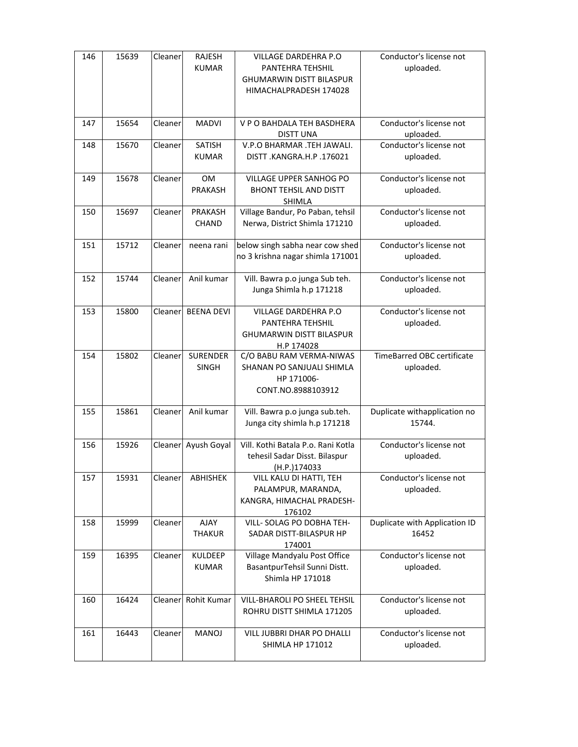| 146 | 15639 | Cleaner | RAJESH KUMAR | VILLAGE DARDEHRA P.O PANTEHRA TEHSHIL GHUMARWIN DISTT BILASPUR HIMACHALPRADESH 174028 | Conductor's license not uploaded. |
|---|---|---|---|---|---|
| 147 | 15654 | Cleaner | MADVI | V P O BAHDALA TEH BASDHERA DISTT UNA | Conductor's license not uploaded. |
| 148 | 15670 | Cleaner | SATISH KUMAR | V.P.O BHARMAR .TEH JAWALI. DISTT .KANGRA.H.P .176021 | Conductor's license not uploaded. |
| 149 | 15678 | Cleaner | OM PRAKASH | VILLAGE UPPER SANHOG PO BHONT TEHSIL AND DISTT SHIMLA | Conductor's license not uploaded. |
| 150 | 15697 | Cleaner | PRAKASH CHAND | Village Bandur, Po Paban, tehsil Nerwa, District Shimla 171210 | Conductor's license not uploaded. |
| 151 | 15712 | Cleaner | neena rani | below singh sabha near cow shed no 3 krishna nagar shimla 171001 | Conductor's license not uploaded. |
| 152 | 15744 | Cleaner | Anil kumar | Vill. Bawra p.o junga Sub teh. Junga Shimla h.p 171218 | Conductor's license not uploaded. |
| 153 | 15800 | Cleaner | BEENA DEVI | VILLAGE DARDEHRA P.O PANTEHRA TEHSHIL GHUMARWIN DISTT BILASPUR H.P 174028 | Conductor's license not uploaded. |
| 154 | 15802 | Cleaner | SURENDER SINGH | C/O BABU RAM VERMA-NIWAS SHANAN PO SANJUALI SHIMLA HP 171006-CONT.NO.8988103912 | TimeBarred OBC certificate uploaded. |
| 155 | 15861 | Cleaner | Anil kumar | Vill. Bawra p.o junga sub.teh. Junga city shimla h.p 171218 | Duplicate withapplication no 15744. |
| 156 | 15926 | Cleaner | Ayush Goyal | Vill. Kothi Batala P.o. Rani Kotla tehesil Sadar Disst. Bilaspur (H.P.)174033 | Conductor's license not uploaded. |
| 157 | 15931 | Cleaner | ABHISHEK | VILL KALU DI HATTI, TEH PALAMPUR, MARANDA, KANGRA, HIMACHAL PRADESH-176102 | Conductor's license not uploaded. |
| 158 | 15999 | Cleaner | AJAY THAKUR | VILL- SOLAG PO DOBHA TEH-SADAR DISTT-BILASPUR HP 174001 | Duplicate with Application ID 16452 |
| 159 | 16395 | Cleaner | KULDEEP KUMAR | Village Mandyalu Post Office BasantpurTehsil Sunni Distt. Shimla HP 171018 | Conductor's license not uploaded. |
| 160 | 16424 | Cleaner | Rohit Kumar | VILL-BHAROLI PO SHEEL TEHSIL ROHRU DISTT SHIMLA 171205 | Conductor's license not uploaded. |
| 161 | 16443 | Cleaner | MANOJ | VILL JUBBRI DHAR PO DHALLI SHIMLA HP 171012 | Conductor's license not uploaded. |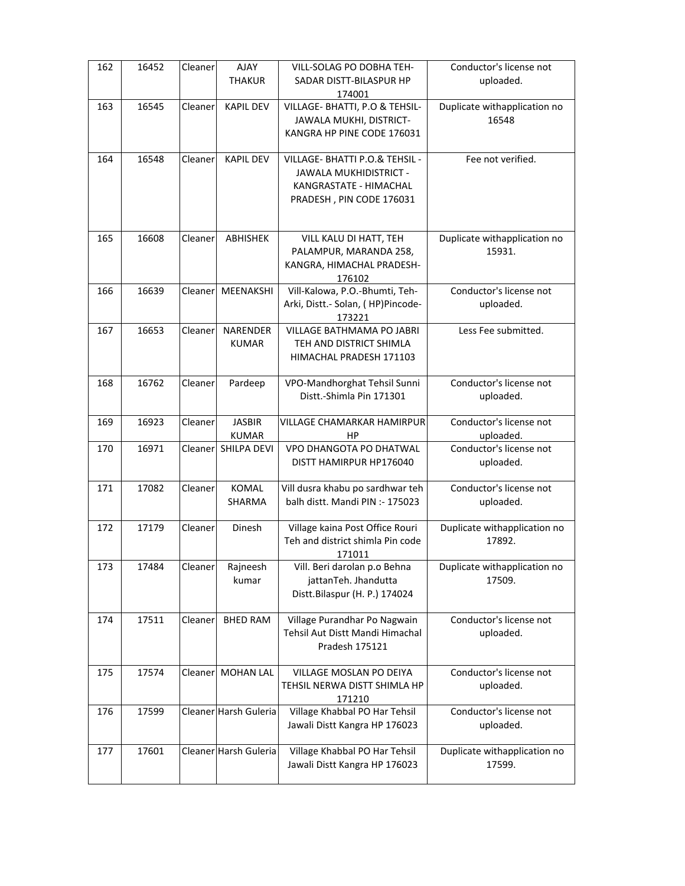| 162 | 16452 | Cleaner | AJAY THAKUR | VILL-SOLAG PO DOBHA TEH-SADAR DISTT-BILASPUR HP 174001 | Conductor's license not uploaded. |
|---|---|---|---|---|---|
| 163 | 16545 | Cleaner | KAPIL DEV | VILLAGE- BHATTI, P.O & TEHSIL-JAWALA MUKHI, DISTRICT-KANGRA HP PINE CODE 176031 | Duplicate withapplication no 16548 |
| 164 | 16548 | Cleaner | KAPIL DEV | VILLAGE- BHATTI P.O.& TEHSIL - JAWALA MUKHIDISTRICT - KANGRASTATE - HIMACHAL PRADESH , PIN CODE 176031 | Fee not verified. |
| 165 | 16608 | Cleaner | ABHISHEK | VILL KALU DI HATT, TEH PALAMPUR, MARANDA 258, KANGRA, HIMACHAL PRADESH-176102 | Duplicate withapplication no 15931. |
| 166 | 16639 | Cleaner | MEENAKSHI | Vill-Kalowa, P.O.-Bhumti, Teh-Arki, Distt.- Solan, ( HP)Pincode-173221 | Conductor's license not uploaded. |
| 167 | 16653 | Cleaner | NARENDER KUMAR | VILLAGE BATHMAMA PO JABRI TEH AND DISTRICT SHIMLA HIMACHAL PRADESH 171103 | Less Fee submitted. |
| 168 | 16762 | Cleaner | Pardeep | VPO-Mandhorghat Tehsil Sunni Distt.-Shimla Pin 171301 | Conductor's license not uploaded. |
| 169 | 16923 | Cleaner | JASBIR KUMAR | VILLAGE CHAMARKAR HAMIRPUR HP | Conductor's license not uploaded. |
| 170 | 16971 | Cleaner | SHILPA DEVI | VPO DHANGOTA PO DHATWAL DISTT HAMIRPUR HP176040 | Conductor's license not uploaded. |
| 171 | 17082 | Cleaner | KOMAL SHARMA | Vill dusra khabu po sardhwar teh balh distt. Mandi PIN :- 175023 | Conductor's license not uploaded. |
| 172 | 17179 | Cleaner | Dinesh | Village kaina Post Office Rouri Teh and district shimla Pin code 171011 | Duplicate withapplication no 17892. |
| 173 | 17484 | Cleaner | Rajneesh kumar | Vill. Beri darolan p.o Behna jattanTeh. Jhandutta Distt.Bilaspur (H. P.) 174024 | Duplicate withapplication no 17509. |
| 174 | 17511 | Cleaner | BHED RAM | Village Purandhar Po Nagwain Tehsil Aut Distt Mandi Himachal Pradesh 175121 | Conductor's license not uploaded. |
| 175 | 17574 | Cleaner | MOHAN LAL | VILLAGE MOSLAN PO DEIYA TEHSIL NERWA DISTT SHIMLA HP 171210 | Conductor's license not uploaded. |
| 176 | 17599 | Cleaner | Harsh Guleria | Village Khabbal PO Har Tehsil Jawali Distt Kangra HP 176023 | Conductor's license not uploaded. |
| 177 | 17601 | Cleaner | Harsh Guleria | Village Khabbal PO Har Tehsil Jawali Distt Kangra HP 176023 | Duplicate withapplication no 17599. |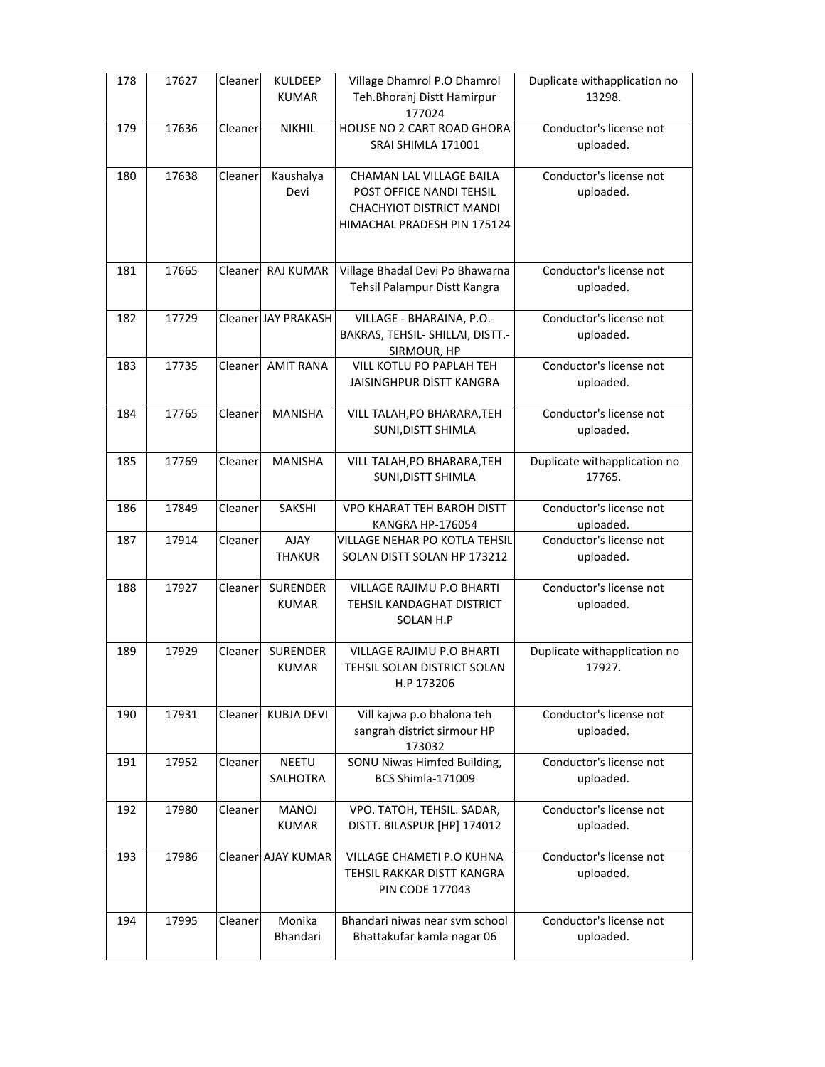| 178 | 17627 | Cleaner | KULDEEP KUMAR | Village Dhamrol P.O Dhamrol Teh.Bhoranj Distt Hamirpur 177024 | Duplicate withapplication no 13298. |
|---|---|---|---|---|---|
| 179 | 17636 | Cleaner | NIKHIL | HOUSE NO 2 CART ROAD GHORA SRAI SHIMLA 171001 | Conductor's license not uploaded. |
| 180 | 17638 | Cleaner | Kaushalya Devi | CHAMAN LAL VILLAGE BAILA POST OFFICE NANDI TEHSIL CHACHYIOT DISTRICT MANDI HIMACHAL PRADESH PIN 175124 | Conductor's license not uploaded. |
| 181 | 17665 | Cleaner | RAJ KUMAR | Village Bhadal Devi Po Bhawarna Tehsil Palampur Distt Kangra | Conductor's license not uploaded. |
| 182 | 17729 | Cleaner | JAY PRAKASH | VILLAGE - BHARAINA, P.O.- BAKRAS, TEHSIL- SHILLAI, DISTT.- SIRMOUR, HP | Conductor's license not uploaded. |
| 183 | 17735 | Cleaner | AMIT RANA | VILL KOTLU PO PAPLAH TEH JAISINGHPUR DISTT KANGRA | Conductor's license not uploaded. |
| 184 | 17765 | Cleaner | MANISHA | VILL TALAH,PO BHARARA,TEH SUNI,DISTT SHIMLA | Conductor's license not uploaded. |
| 185 | 17769 | Cleaner | MANISHA | VILL TALAH,PO BHARARA,TEH SUNI,DISTT SHIMLA | Duplicate withapplication no 17765. |
| 186 | 17849 | Cleaner | SAKSHI | VPO KHARAT TEH BAROH DISTT KANGRA HP-176054 | Conductor's license not uploaded. |
| 187 | 17914 | Cleaner | AJAY THAKUR | VILLAGE NEHAR PO KOTLA TEHSIL SOLAN DISTT SOLAN HP 173212 | Conductor's license not uploaded. |
| 188 | 17927 | Cleaner | SURENDER KUMAR | VILLAGE RAJIMU P.O BHARTI TEHSIL KANDAGHAT DISTRICT SOLAN H.P | Conductor's license not uploaded. |
| 189 | 17929 | Cleaner | SURENDER KUMAR | VILLAGE RAJIMU P.O BHARTI TEHSIL SOLAN DISTRICT SOLAN H.P 173206 | Duplicate withapplication no 17927. |
| 190 | 17931 | Cleaner | KUBJA DEVI | Vill kajwa p.o bhalona teh sangrah district sirmour HP 173032 | Conductor's license not uploaded. |
| 191 | 17952 | Cleaner | NEETU SALHOTRA | SONU Niwas Himfed Building, BCS Shimla-171009 | Conductor's license not uploaded. |
| 192 | 17980 | Cleaner | MANOJ KUMAR | VPO. TATOH, TEHSIL. SADAR, DISTT. BILASPUR [HP] 174012 | Conductor's license not uploaded. |
| 193 | 17986 | Cleaner | AJAY KUMAR | VILLAGE CHAMETI P.O KUHNA TEHSIL RAKKAR DISTT KANGRA PIN CODE 177043 | Conductor's license not uploaded. |
| 194 | 17995 | Cleaner | Monika Bhandari | Bhandari niwas near svm school Bhattakufar kamla nagar 06 | Conductor's license not uploaded. |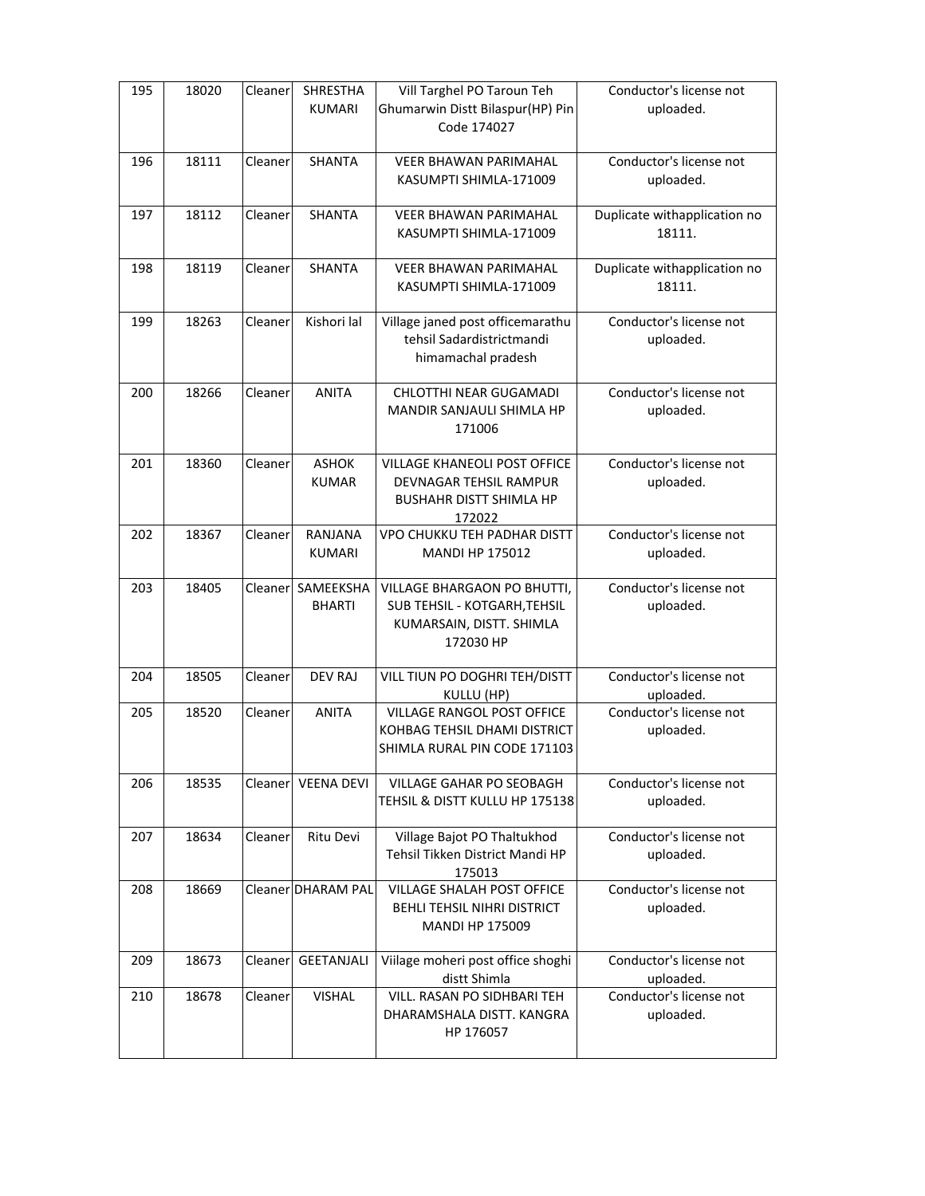| 195 | 18020 | Cleaner | SHRESTHA KUMARI | Vill Targhel PO Taroun Teh Ghumarwin Distt Bilaspur(HP) Pin Code 174027 | Conductor's license not uploaded. |
|---|---|---|---|---|---|
| 196 | 18111 | Cleaner | SHANTA | VEER BHAWAN PARIMAHAL KASUMPTI SHIMLA-171009 | Conductor's license not uploaded. |
| 197 | 18112 | Cleaner | SHANTA | VEER BHAWAN PARIMAHAL KASUMPTI SHIMLA-171009 | Duplicate withapplication no 18111. |
| 198 | 18119 | Cleaner | SHANTA | VEER BHAWAN PARIMAHAL KASUMPTI SHIMLA-171009 | Duplicate withapplication no 18111. |
| 199 | 18263 | Cleaner | Kishori lal | Village janed post officemarathu tehsil Sadardistrictmandi himamachal pradesh | Conductor's license not uploaded. |
| 200 | 18266 | Cleaner | ANITA | CHLOTTHI NEAR GUGAMADI MANDIR SANJAULI SHIMLA HP 171006 | Conductor's license not uploaded. |
| 201 | 18360 | Cleaner | ASHOK KUMAR | VILLAGE KHANEOLI POST OFFICE DEVNAGAR TEHSIL RAMPUR BUSHAHR DISTT SHIMLA HP 172022 | Conductor's license not uploaded. |
| 202 | 18367 | Cleaner | RANJANA KUMARI | VPO CHUKKU TEH PADHAR DISTT MANDI HP 175012 | Conductor's license not uploaded. |
| 203 | 18405 | Cleaner | SAMEEKSHA BHARTI | VILLAGE BHARGAON PO BHUTTI, SUB TEHSIL - KOTGARH,TEHSIL KUMARSAIN, DISTT. SHIMLA 172030 HP | Conductor's license not uploaded. |
| 204 | 18505 | Cleaner | DEV RAJ | VILL TIUN PO DOGHRI TEH/DISTT KULLU (HP) | Conductor's license not uploaded. |
| 205 | 18520 | Cleaner | ANITA | VILLAGE RANGOL POST OFFICE KOHBAG TEHSIL DHAMI DISTRICT SHIMLA RURAL PIN CODE 171103 | Conductor's license not uploaded. |
| 206 | 18535 | Cleaner | VEENA DEVI | VILLAGE GAHAR PO SEOBAGH TEHSIL & DISTT KULLU HP 175138 | Conductor's license not uploaded. |
| 207 | 18634 | Cleaner | Ritu Devi | Village Bajot PO Thaltukhod Tehsil Tikken District Mandi HP 175013 | Conductor's license not uploaded. |
| 208 | 18669 | Cleaner | DHARAM PAL | VILLAGE SHALAH POST OFFICE BEHLI TEHSIL NIHRI DISTRICT MANDI HP 175009 | Conductor's license not uploaded. |
| 209 | 18673 | Cleaner | GEETANJALI | Viilage moheri post office shoghi distt Shimla | Conductor's license not uploaded. |
| 210 | 18678 | Cleaner | VISHAL | VILL. RASAN PO SIDHBARI TEH DHARAMSHALA DISTT. KANGRA HP 176057 | Conductor's license not uploaded. |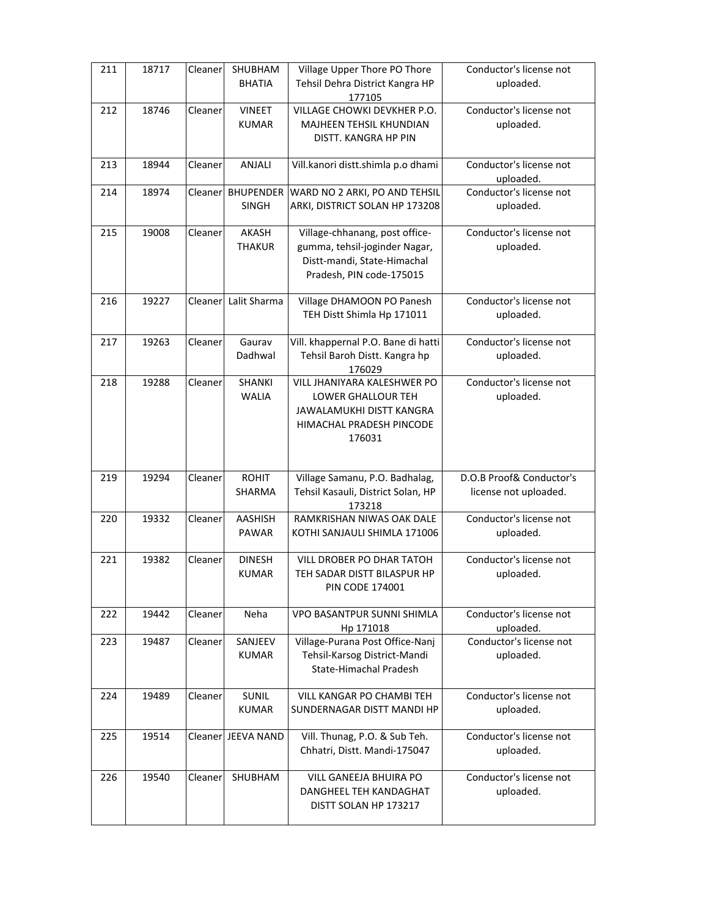| 211 | 18717 | Cleaner | SHUBHAM BHATIA | Village Upper Thore PO Thore Tehsil Dehra District Kangra HP 177105 | Conductor's license not uploaded. |
|---|---|---|---|---|---|
| 212 | 18746 | Cleaner | VINEET KUMAR | VILLAGE CHOWKI DEVKHER P.O. MAJHEEN TEHSIL KHUNDIAN DISTT. KANGRA HP PIN | Conductor's license not uploaded. |
| 213 | 18944 | Cleaner | ANJALI | Vill.kanori distt.shimla p.o dhami | Conductor's license not uploaded. |
| 214 | 18974 | Cleaner | BHUPENDER SINGH | WARD NO 2 ARKI, PO AND TEHSIL ARKI, DISTRICT SOLAN HP 173208 | Conductor's license not uploaded. |
| 215 | 19008 | Cleaner | AKASH THAKUR | Village-chhanang, post office-gumma, tehsil-joginder Nagar, Distt-mandi, State-Himachal Pradesh, PIN code-175015 | Conductor's license not uploaded. |
| 216 | 19227 | Cleaner | Lalit Sharma | Village DHAMOON PO Panesh TEH Distt Shimla Hp 171011 | Conductor's license not uploaded. |
| 217 | 19263 | Cleaner | Gaurav Dadhwal | Vill. khappernal P.O. Bane di hatti Tehsil Baroh Distt. Kangra hp 176029 | Conductor's license not uploaded. |
| 218 | 19288 | Cleaner | SHANKI WALIA | VILL JHANIYARA KALESHWER PO LOWER GHALLOUR TEH JAWALAMUKHI DISTT KANGRA HIMACHAL PRADESH PINCODE 176031 | Conductor's license not uploaded. |
| 219 | 19294 | Cleaner | ROHIT SHARMA | Village Samanu, P.O. Badhalag, Tehsil Kasauli, District Solan, HP 173218 | D.O.B Proof& Conductor's license not uploaded. |
| 220 | 19332 | Cleaner | AASHISH PAWAR | RAMKRISHAN NIWAS OAK DALE KOTHI SANJAULI SHIMLA 171006 | Conductor's license not uploaded. |
| 221 | 19382 | Cleaner | DINESH KUMAR | VILL DROBER PO DHAR TATOH TEH SADAR DISTT BILASPUR HP PIN CODE 174001 | Conductor's license not uploaded. |
| 222 | 19442 | Cleaner | Neha | VPO BASANTPUR SUNNI SHIMLA Hp 171018 | Conductor's license not uploaded. |
| 223 | 19487 | Cleaner | SANJEEV KUMAR | Village-Purana Post Office-Nanj Tehsil-Karsog District-Mandi State-Himachal Pradesh | Conductor's license not uploaded. |
| 224 | 19489 | Cleaner | SUNIL KUMAR | VILL KANGAR PO CHAMBI TEH SUNDERNAGAR DISTT MANDI HP | Conductor's license not uploaded. |
| 225 | 19514 | Cleaner | JEEVA NAND | Vill. Thunag, P.O. & Sub Teh. Chhatri, Distt. Mandi-175047 | Conductor's license not uploaded. |
| 226 | 19540 | Cleaner | SHUBHAM | VILL GANEEJA BHUIRA PO DANGHEEL TEH KANDAGHAT DISTT SOLAN HP 173217 | Conductor's license not uploaded. |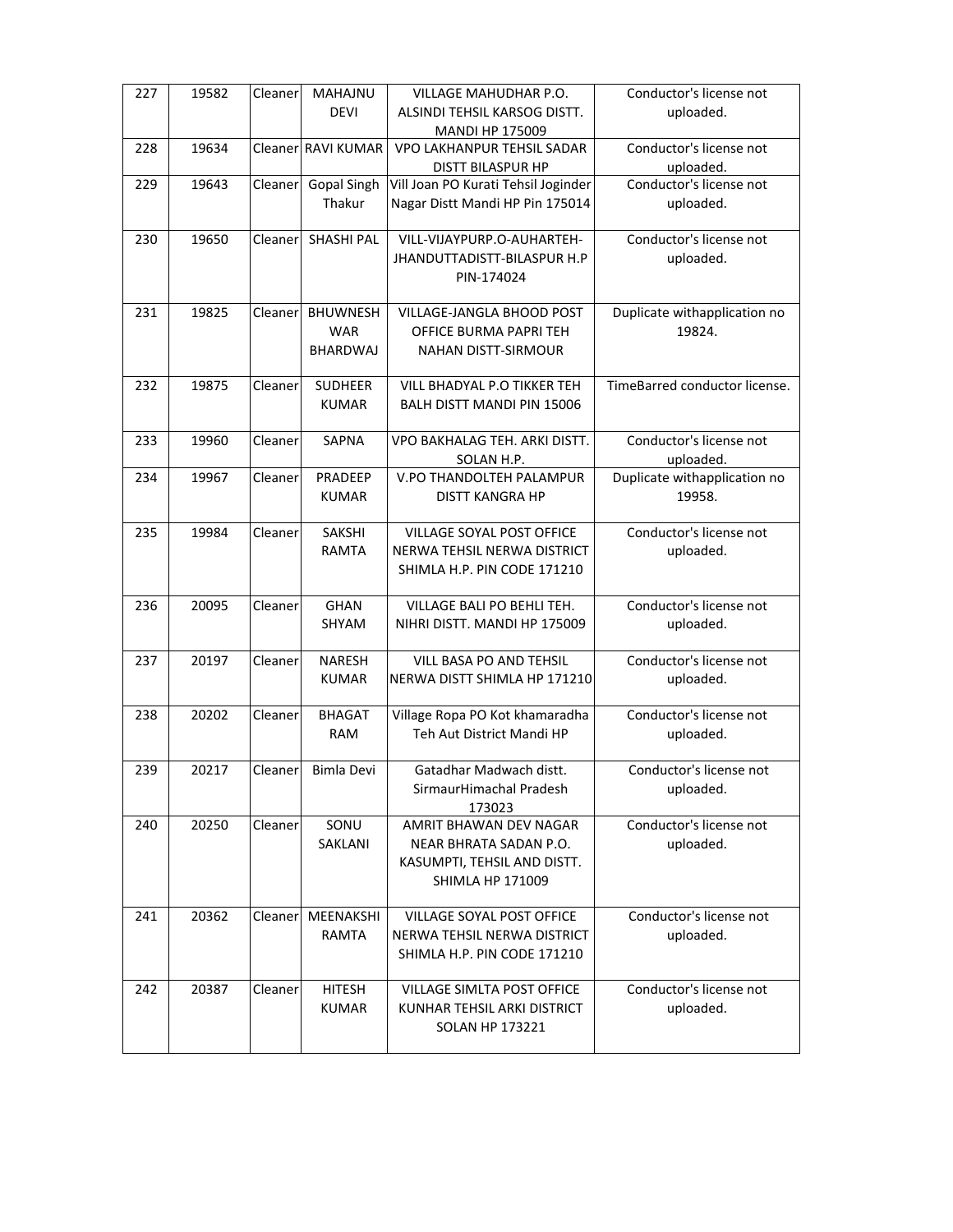| 227 | 19582 | Cleaner | MAHAJNU DEVI | VILLAGE MAHUDHAR P.O. ALSINDI TEHSIL KARSOG DISTT. MANDI HP 175009 | Conductor's license not uploaded. |
|---|---|---|---|---|---|
| 228 | 19634 | Cleaner | RAVI KUMAR | VPO LAKHANPUR TEHSIL SADAR DISTT BILASPUR HP | Conductor's license not uploaded. |
| 229 | 19643 | Cleaner | Gopal Singh Thakur | Vill Joan PO Kurati Tehsil Joginder Nagar Distt Mandi HP Pin 175014 | Conductor's license not uploaded. |
| 230 | 19650 | Cleaner | SHASHI PAL | VILL-VIJAYPURP.O-AUHARTEH-JHANDUTTADISTT-BILASPUR H.P PIN-174024 | Conductor's license not uploaded. |
| 231 | 19825 | Cleaner | BHUWNESH WAR BHARDWAJ | VILLAGE-JANGLA BHOOD POST OFFICE BURMA PAPRI TEH NAHAN DISTT-SIRMOUR | Duplicate withapplication no 19824. |
| 232 | 19875 | Cleaner | SUDHEER KUMAR | VILL BHADYAL P.O TIKKER TEH BALH DISTT MANDI PIN 15006 | TimeBarred conductor license. |
| 233 | 19960 | Cleaner | SAPNA | VPO BAKHALAG TEH. ARKI DISTT. SOLAN H.P. | Conductor's license not uploaded. |
| 234 | 19967 | Cleaner | PRADEEP KUMAR | V.PO THANDOLTEH PALAMPUR DISTT KANGRA HP | Duplicate withapplication no 19958. |
| 235 | 19984 | Cleaner | SAKSHI RAMTA | VILLAGE SOYAL POST OFFICE NERWA TEHSIL NERWA DISTRICT SHIMLA H.P. PIN CODE 171210 | Conductor's license not uploaded. |
| 236 | 20095 | Cleaner | GHAN SHYAM | VILLAGE BALI PO BEHLI TEH. NIHRI DISTT. MANDI HP 175009 | Conductor's license not uploaded. |
| 237 | 20197 | Cleaner | NARESH KUMAR | VILL BASA PO AND TEHSIL NERWA DISTT SHIMLA HP 171210 | Conductor's license not uploaded. |
| 238 | 20202 | Cleaner | BHAGAT RAM | Village Ropa PO Kot khamaradha Teh Aut District Mandi HP | Conductor's license not uploaded. |
| 239 | 20217 | Cleaner | Bimla Devi | Gatadhar Madwach distt. SirmaurHimachal Pradesh 173023 | Conductor's license not uploaded. |
| 240 | 20250 | Cleaner | SONU SAKLANI | AMRIT BHAWAN DEV NAGAR NEAR BHRATA SADAN P.O. KASUMPTI, TEHSIL AND DISTT. SHIMLA HP 171009 | Conductor's license not uploaded. |
| 241 | 20362 | Cleaner | MEENAKSHI RAMTA | VILLAGE SOYAL POST OFFICE NERWA TEHSIL NERWA DISTRICT SHIMLA H.P. PIN CODE 171210 | Conductor's license not uploaded. |
| 242 | 20387 | Cleaner | HITESH KUMAR | VILLAGE SIMLTA POST OFFICE KUNHAR TEHSIL ARKI DISTRICT SOLAN HP 173221 | Conductor's license not uploaded. |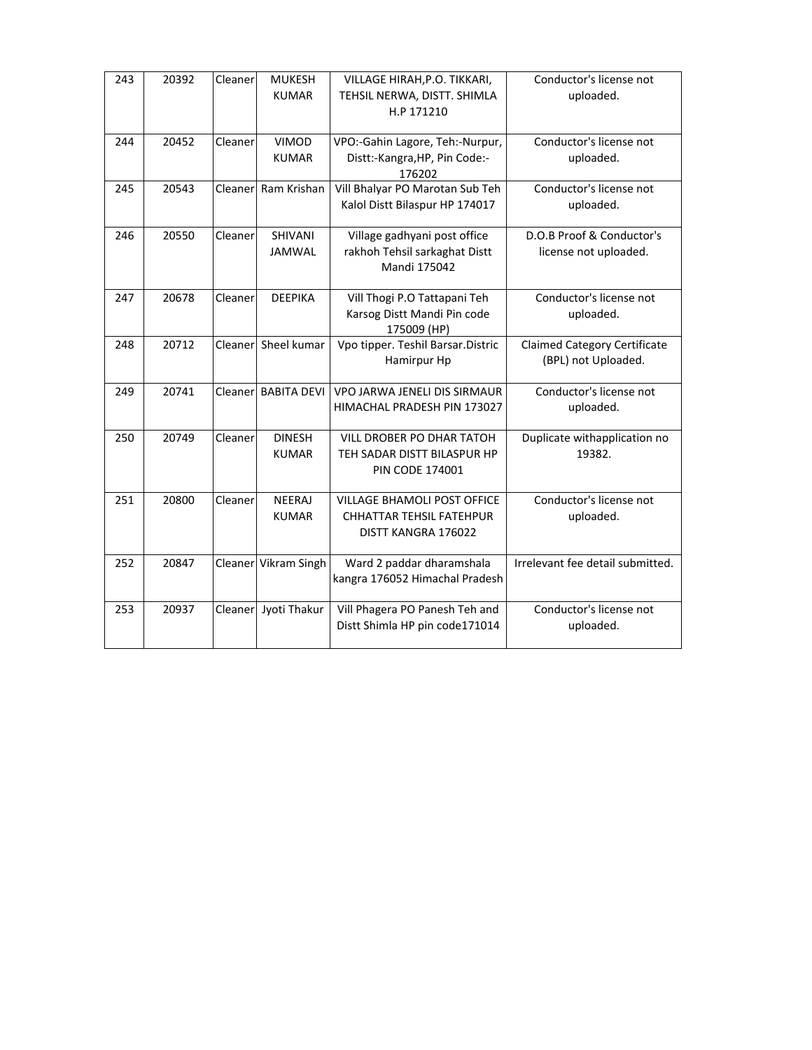| | | | | | |
|---|---|---|---|---|---|
| 243 | 20392 | Cleaner | MUKESH KUMAR | VILLAGE HIRAH,P.O. TIKKARI, TEHSIL NERWA, DISTT. SHIMLA H.P 171210 | Conductor's license not uploaded. |
| 244 | 20452 | Cleaner | VIMOD KUMAR | VPO:-Gahin Lagore, Teh:-Nurpur, Distt:-Kangra,HP, Pin Code:-176202 | Conductor's license not uploaded. |
| 245 | 20543 | Cleaner | Ram Krishan | Vill Bhalyar PO Marotan Sub Teh Kalol Distt Bilaspur HP 174017 | Conductor's license not uploaded. |
| 246 | 20550 | Cleaner | SHIVANI JAMWAL | Village gadhyani post office rakhoh Tehsil sarkaghat Distt Mandi 175042 | D.O.B Proof & Conductor's license not uploaded. |
| 247 | 20678 | Cleaner | DEEPIKA | Vill Thogi P.O Tattapani Teh Karsog Distt Mandi Pin code 175009 (HP) | Conductor's license not uploaded. |
| 248 | 20712 | Cleaner | Sheel kumar | Vpo tipper. Teshil Barsar.Distric Hamirpur Hp | Claimed Category Certificate (BPL) not Uploaded. |
| 249 | 20741 | Cleaner | BABITA DEVI | VPO JARWA JENELI DIS SIRMAUR HIMACHAL PRADESH PIN 173027 | Conductor's license not uploaded. |
| 250 | 20749 | Cleaner | DINESH KUMAR | VILL DROBER PO DHAR TATOH TEH SADAR DISTT BILASPUR HP PIN CODE 174001 | Duplicate withapplication no 19382. |
| 251 | 20800 | Cleaner | NEERAJ KUMAR | VILLAGE BHAMOLI POST OFFICE CHHATTAR TEHSIL FATEHPUR DISTT KANGRA 176022 | Conductor's license not uploaded. |
| 252 | 20847 | Cleaner | Vikram Singh | Ward 2 paddar dharamshala kangra 176052 Himachal Pradesh | Irrelevant fee detail submitted. |
| 253 | 20937 | Cleaner | Jyoti Thakur | Vill Phagera PO Panesh Teh and Distt Shimla HP pin code171014 | Conductor's license not uploaded. |